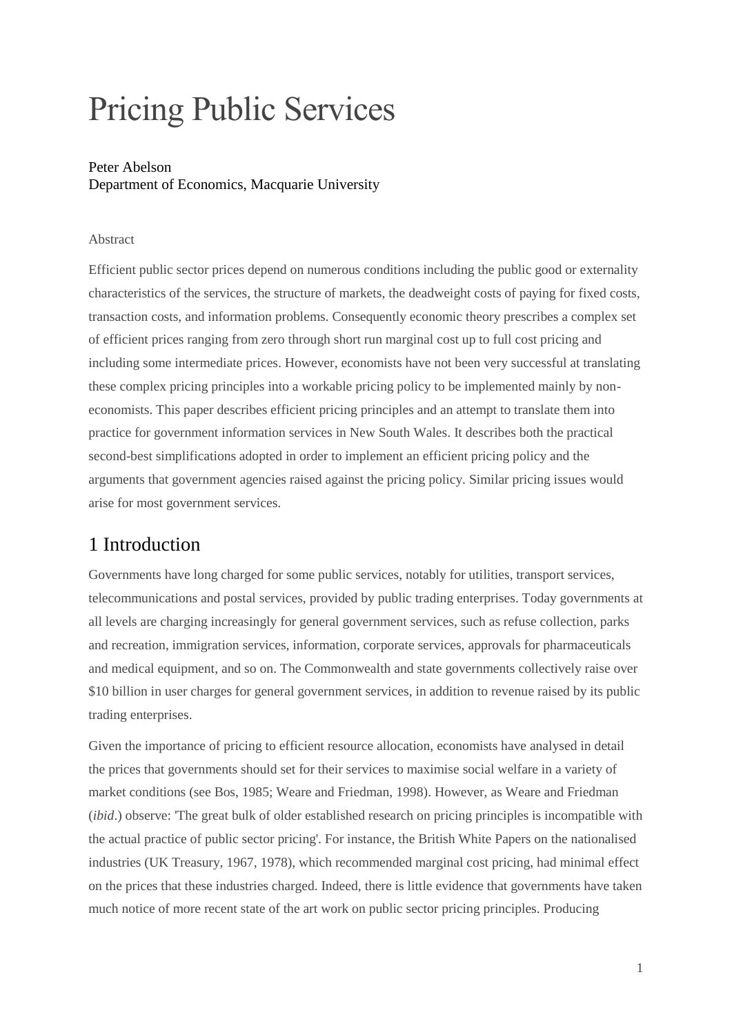# Pricing Public Services

Peter Abelson
Department of Economics, Macquarie University

Abstract

Efficient public sector prices depend on numerous conditions including the public good or externality characteristics of the services, the structure of markets, the deadweight costs of paying for fixed costs, transaction costs, and information problems. Consequently economic theory prescribes a complex set of efficient prices ranging from zero through short run marginal cost up to full cost pricing and including some intermediate prices. However, economists have not been very successful at translating these complex pricing principles into a workable pricing policy to be implemented mainly by non-economists. This paper describes efficient pricing principles and an attempt to translate them into practice for government information services in New South Wales. It describes both the practical second-best simplifications adopted in order to implement an efficient pricing policy and the arguments that government agencies raised against the pricing policy. Similar pricing issues would arise for most government services.

## 1 Introduction

Governments have long charged for some public services, notably for utilities, transport services, telecommunications and postal services, provided by public trading enterprises. Today governments at all levels are charging increasingly for general government services, such as refuse collection, parks and recreation, immigration services, information, corporate services, approvals for pharmaceuticals and medical equipment, and so on. The Commonwealth and state governments collectively raise over $10 billion in user charges for general government services, in addition to revenue raised by its public trading enterprises.

Given the importance of pricing to efficient resource allocation, economists have analysed in detail the prices that governments should set for their services to maximise social welfare in a variety of market conditions (see Bos, 1985; Weare and Friedman, 1998). However, as Weare and Friedman (*ibid*.) observe: 'The great bulk of older established research on pricing principles is incompatible with the actual practice of public sector pricing'. For instance, the British White Papers on the nationalised industries (UK Treasury, 1967, 1978), which recommended marginal cost pricing, had minimal effect on the prices that these industries charged. Indeed, there is little evidence that governments have taken much notice of more recent state of the art work on public sector pricing principles. Producing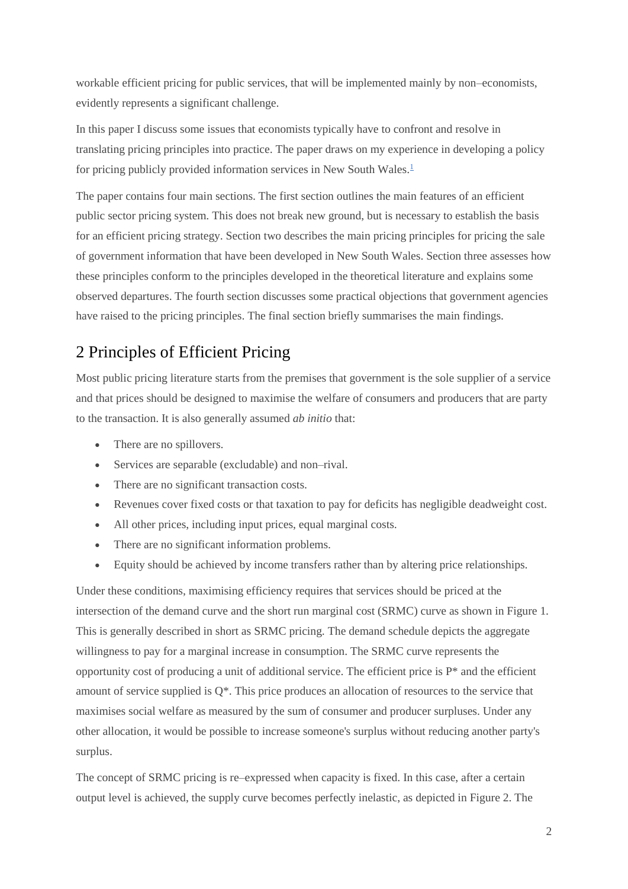workable efficient pricing for public services, that will be implemented mainly by non–economists, evidently represents a significant challenge.

In this paper I discuss some issues that economists typically have to confront and resolve in translating pricing principles into practice. The paper draws on my experience in developing a policy for pricing publicly provided information services in New South Wales.[1]

The paper contains four main sections. The first section outlines the main features of an efficient public sector pricing system. This does not break new ground, but is necessary to establish the basis for an efficient pricing strategy. Section two describes the main pricing principles for pricing the sale of government information that have been developed in New South Wales. Section three assesses how these principles conform to the principles developed in the theoretical literature and explains some observed departures. The fourth section discusses some practical objections that government agencies have raised to the pricing principles. The final section briefly summarises the main findings.

## 2 Principles of Efficient Pricing

Most public pricing literature starts from the premises that government is the sole supplier of a service and that prices should be designed to maximise the welfare of consumers and producers that are party to the transaction. It is also generally assumed *ab initio* that:

- There are no spillovers.
- Services are separable (excludable) and non–rival.
- There are no significant transaction costs.
- Revenues cover fixed costs or that taxation to pay for deficits has negligible deadweight cost.
- All other prices, including input prices, equal marginal costs.
- There are no significant information problems.
- Equity should be achieved by income transfers rather than by altering price relationships.

Under these conditions, maximising efficiency requires that services should be priced at the intersection of the demand curve and the short run marginal cost (SRMC) curve as shown in Figure 1. This is generally described in short as SRMC pricing. The demand schedule depicts the aggregate willingness to pay for a marginal increase in consumption. The SRMC curve represents the opportunity cost of producing a unit of additional service. The efficient price is P* and the efficient amount of service supplied is Q*. This price produces an allocation of resources to the service that maximises social welfare as measured by the sum of consumer and producer surpluses. Under any other allocation, it would be possible to increase someone's surplus without reducing another party's surplus.

The concept of SRMC pricing is re–expressed when capacity is fixed. In this case, after a certain output level is achieved, the supply curve becomes perfectly inelastic, as depicted in Figure 2. The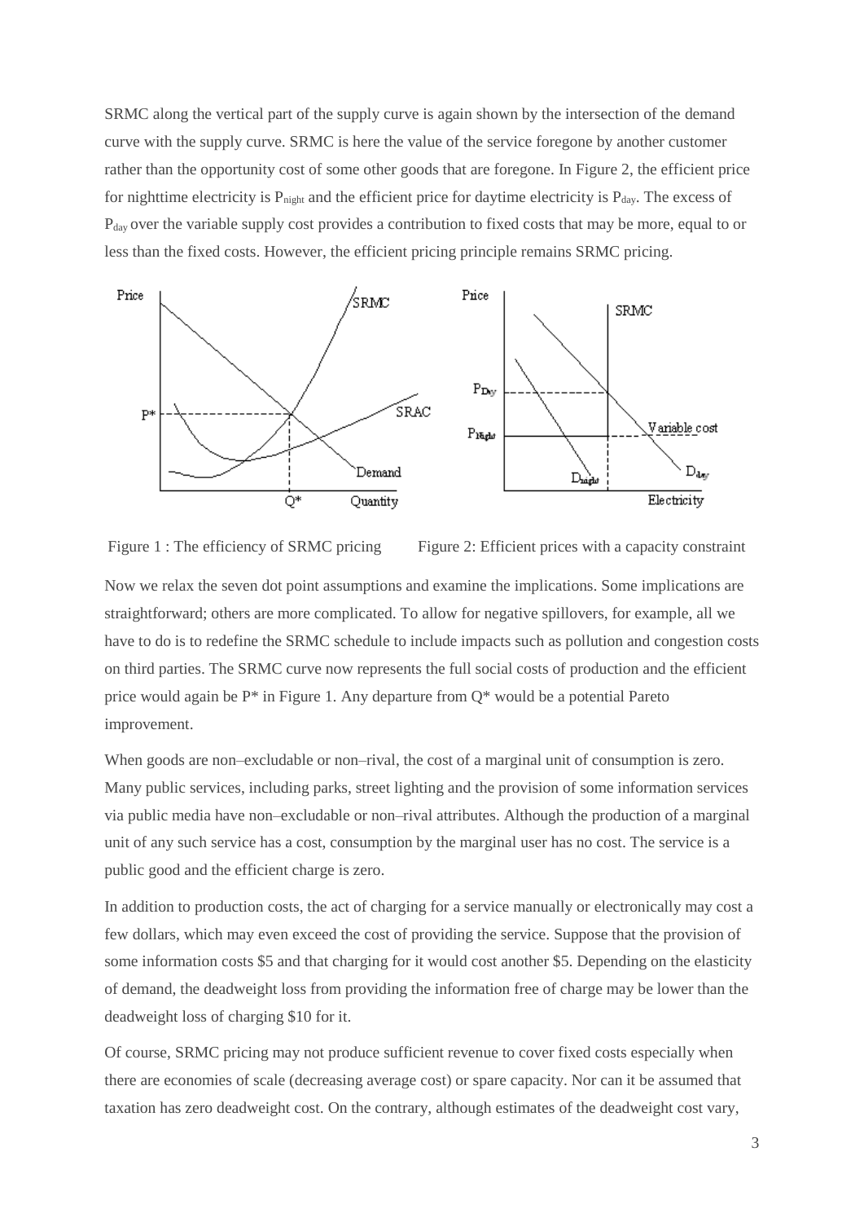SRMC along the vertical part of the supply curve is again shown by the intersection of the demand curve with the supply curve. SRMC is here the value of the service foregone by another customer rather than the opportunity cost of some other goods that are foregone. In Figure 2, the efficient price for nighttime electricity is $P_{night}$ and the efficient price for daytime electricity is $P_{day}$. The excess of $P_{day}$ over the variable supply cost provides a contribution to fixed costs that may be more, equal to or less than the fixed costs. However, the efficient pricing principle remains SRMC pricing.

Figure 1 : The efficiency of SRMC pricing

Figure 2: Efficient prices with a capacity constraint

Now we relax the seven dot point assumptions and examine the implications. Some implications are straightforward; others are more complicated. To allow for negative spillovers, for example, all we have to do is to redefine the SRMC schedule to include impacts such as pollution and congestion costs on third parties. The SRMC curve now represents the full social costs of production and the efficient price would again be P* in Figure 1. Any departure from Q* would be a potential Pareto improvement.

When goods are non–excludable or non–rival, the cost of a marginal unit of consumption is zero. Many public services, including parks, street lighting and the provision of some information services via public media have non–excludable or non–rival attributes. Although the production of a marginal unit of any such service has a cost, consumption by the marginal user has no cost. The service is a public good and the efficient charge is zero.

In addition to production costs, the act of charging for a service manually or electronically may cost a few dollars, which may even exceed the cost of providing the service. Suppose that the provision of some information costs $5 and that charging for it would cost another $5. Depending on the elasticity of demand, the deadweight loss from providing the information free of charge may be lower than the deadweight loss of charging $10 for it.

Of course, SRMC pricing may not produce sufficient revenue to cover fixed costs especially when there are economies of scale (decreasing average cost) or spare capacity. Nor can it be assumed that taxation has zero deadweight cost. On the contrary, although estimates of the deadweight cost vary,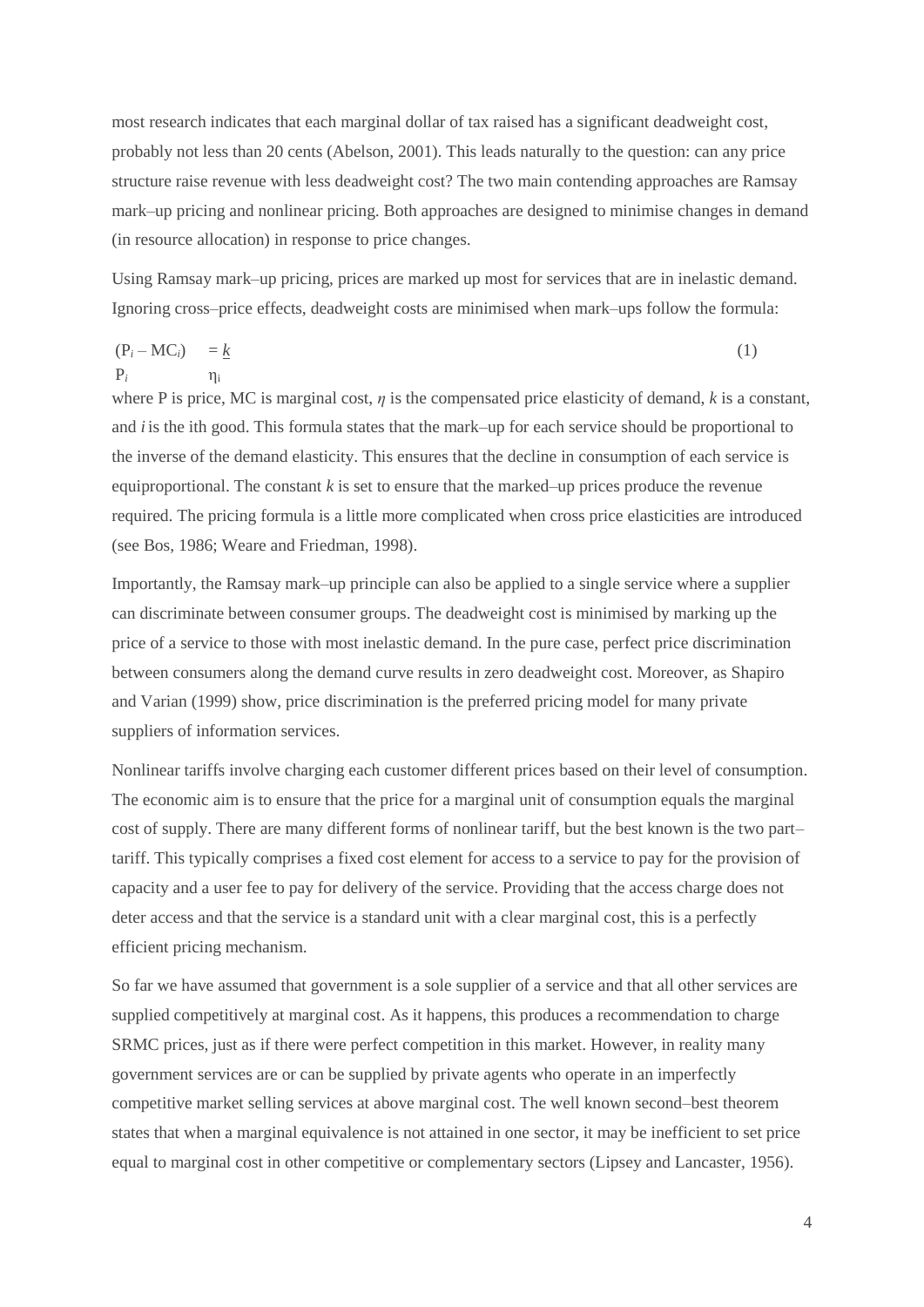most research indicates that each marginal dollar of tax raised has a significant deadweight cost, probably not less than 20 cents (Abelson, 2001). This leads naturally to the question: can any price structure raise revenue with less deadweight cost? The two main contending approaches are Ramsay mark–up pricing and nonlinear pricing. Both approaches are designed to minimise changes in demand (in resource allocation) in response to price changes.

Using Ramsay mark–up pricing, prices are marked up most for services that are in inelastic demand. Ignoring cross–price effects, deadweight costs are minimised when mark–ups follow the formula:

$$\frac{(P_i - MC_i)}{P_i} = \frac{k}{\eta_i} \qquad (1)$$

where P is price, MC is marginal cost, $\eta$ is the compensated price elasticity of demand, $k$ is a constant, and $i$ is the ith good. This formula states that the mark–up for each service should be proportional to the inverse of the demand elasticity. This ensures that the decline in consumption of each service is equiproportional. The constant $k$ is set to ensure that the marked–up prices produce the revenue required. The pricing formula is a little more complicated when cross price elasticities are introduced (see Bos, 1986; Weare and Friedman, 1998).

Importantly, the Ramsay mark–up principle can also be applied to a single service where a supplier can discriminate between consumer groups. The deadweight cost is minimised by marking up the price of a service to those with most inelastic demand. In the pure case, perfect price discrimination between consumers along the demand curve results in zero deadweight cost. Moreover, as Shapiro and Varian (1999) show, price discrimination is the preferred pricing model for many private suppliers of information services.

Nonlinear tariffs involve charging each customer different prices based on their level of consumption. The economic aim is to ensure that the price for a marginal unit of consumption equals the marginal cost of supply. There are many different forms of nonlinear tariff, but the best known is the two part–tariff. This typically comprises a fixed cost element for access to a service to pay for the provision of capacity and a user fee to pay for delivery of the service. Providing that the access charge does not deter access and that the service is a standard unit with a clear marginal cost, this is a perfectly efficient pricing mechanism.

So far we have assumed that government is a sole supplier of a service and that all other services are supplied competitively at marginal cost. As it happens, this produces a recommendation to charge SRMC prices, just as if there were perfect competition in this market. However, in reality many government services are or can be supplied by private agents who operate in an imperfectly competitive market selling services at above marginal cost. The well known second–best theorem states that when a marginal equivalence is not attained in one sector, it may be inefficient to set price equal to marginal cost in other competitive or complementary sectors (Lipsey and Lancaster, 1956).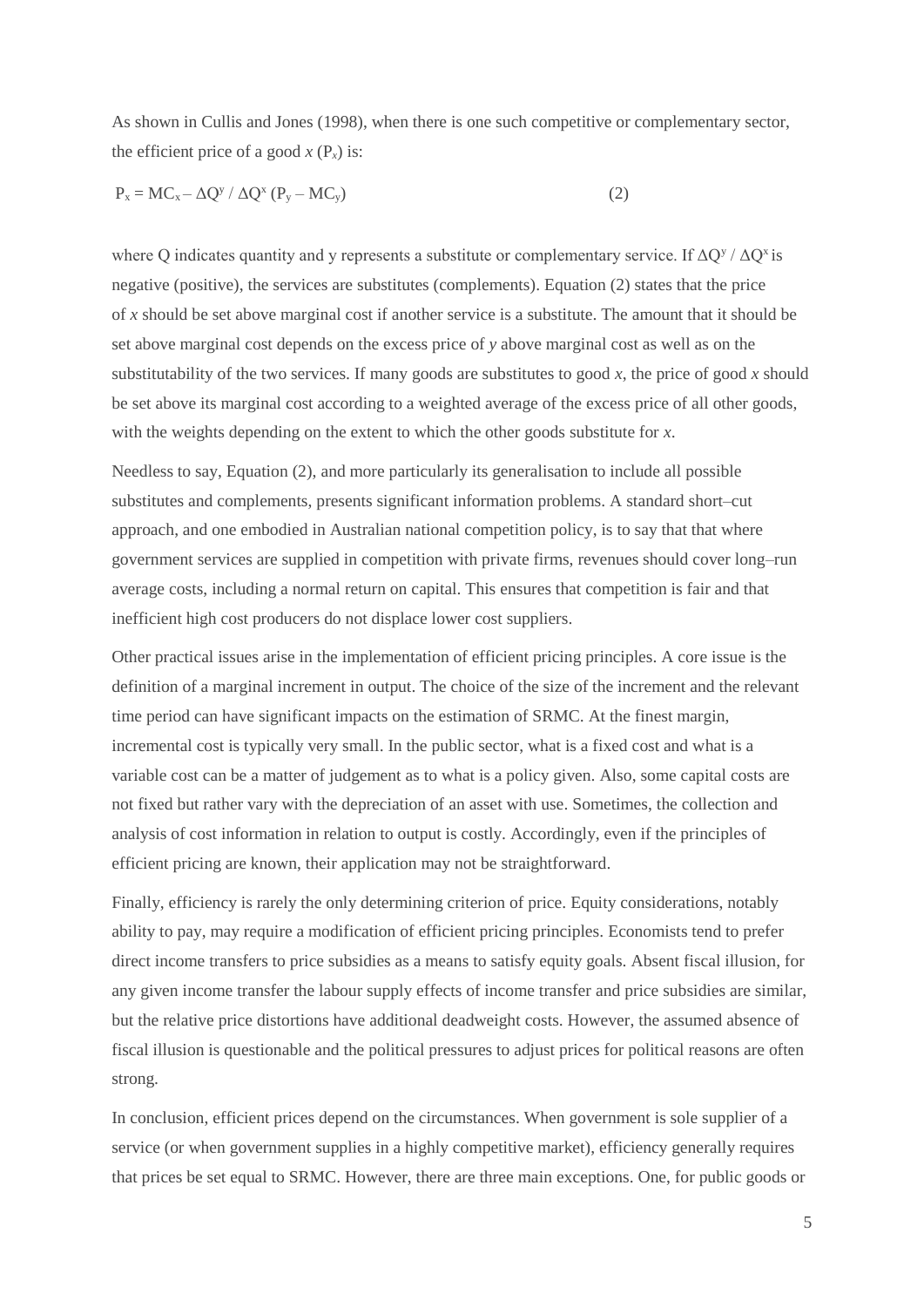As shown in Cullis and Jones (1998), when there is one such competitive or complementary sector, the efficient price of a good *x* ($P_x$) is:

$$P_x = MC_x - \Delta Q^y / \Delta Q^x (P_y - MC_y) \tag{2}$$

where Q indicates quantity and y represents a substitute or complementary service. If $\Delta Q^y / \Delta Q^x$ is negative (positive), the services are substitutes (complements). Equation (2) states that the price of *x* should be set above marginal cost if another service is a substitute. The amount that it should be set above marginal cost depends on the excess price of *y* above marginal cost as well as on the substitutability of the two services. If many goods are substitutes to good *x*, the price of good *x* should be set above its marginal cost according to a weighted average of the excess price of all other goods, with the weights depending on the extent to which the other goods substitute for *x*.

Needless to say, Equation (2), and more particularly its generalisation to include all possible substitutes and complements, presents significant information problems. A standard short–cut approach, and one embodied in Australian national competition policy, is to say that that where government services are supplied in competition with private firms, revenues should cover long–run average costs, including a normal return on capital. This ensures that competition is fair and that inefficient high cost producers do not displace lower cost suppliers.

Other practical issues arise in the implementation of efficient pricing principles. A core issue is the definition of a marginal increment in output. The choice of the size of the increment and the relevant time period can have significant impacts on the estimation of SRMC. At the finest margin, incremental cost is typically very small. In the public sector, what is a fixed cost and what is a variable cost can be a matter of judgement as to what is a policy given. Also, some capital costs are not fixed but rather vary with the depreciation of an asset with use. Sometimes, the collection and analysis of cost information in relation to output is costly. Accordingly, even if the principles of efficient pricing are known, their application may not be straightforward.

Finally, efficiency is rarely the only determining criterion of price. Equity considerations, notably ability to pay, may require a modification of efficient pricing principles. Economists tend to prefer direct income transfers to price subsidies as a means to satisfy equity goals. Absent fiscal illusion, for any given income transfer the labour supply effects of income transfer and price subsidies are similar, but the relative price distortions have additional deadweight costs. However, the assumed absence of fiscal illusion is questionable and the political pressures to adjust prices for political reasons are often strong.

In conclusion, efficient prices depend on the circumstances. When government is sole supplier of a service (or when government supplies in a highly competitive market), efficiency generally requires that prices be set equal to SRMC. However, there are three main exceptions. One, for public goods or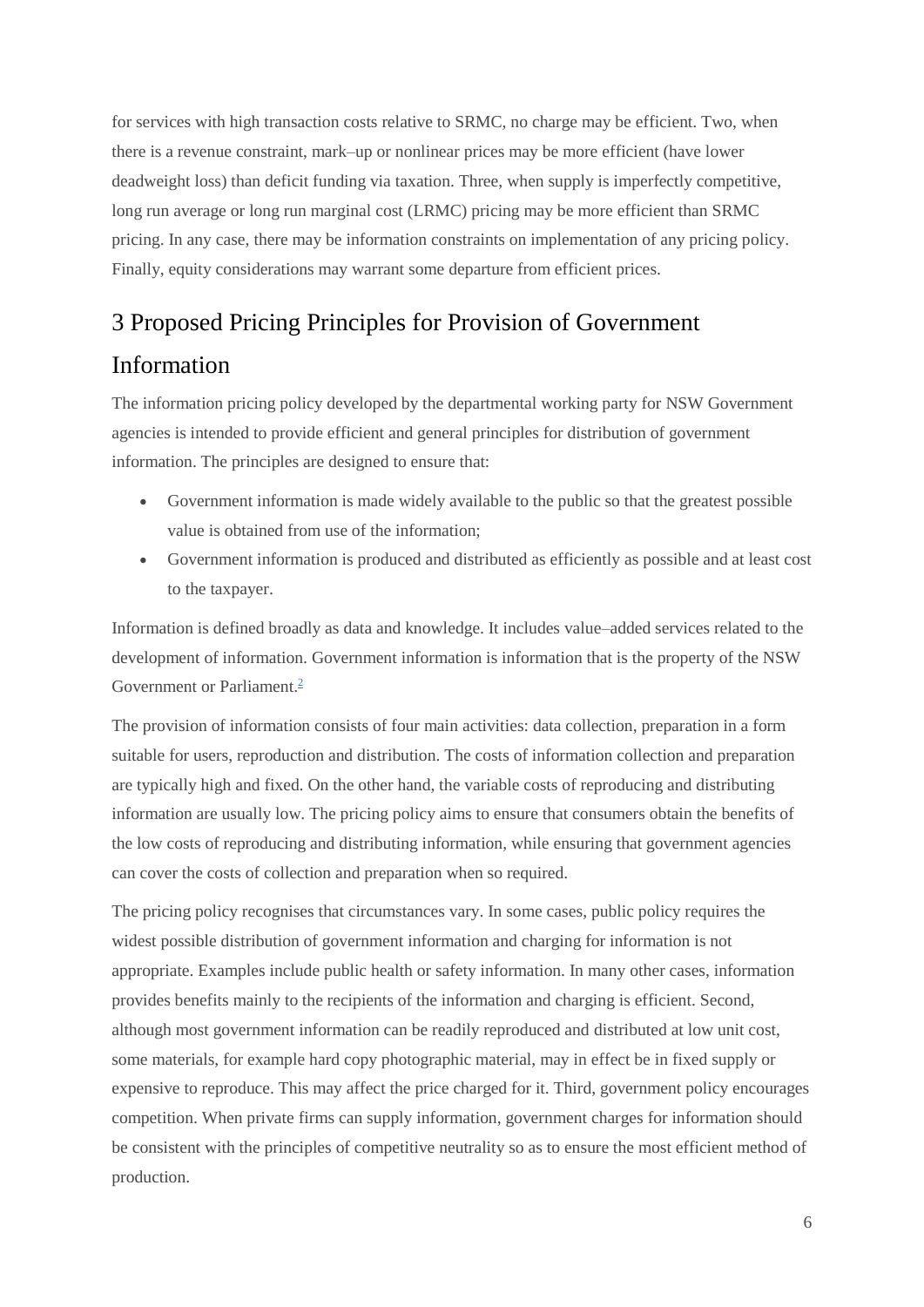for services with high transaction costs relative to SRMC, no charge may be efficient. Two, when there is a revenue constraint, mark–up or nonlinear prices may be more efficient (have lower deadweight loss) than deficit funding via taxation. Three, when supply is imperfectly competitive, long run average or long run marginal cost (LRMC) pricing may be more efficient than SRMC pricing. In any case, there may be information constraints on implementation of any pricing policy. Finally, equity considerations may warrant some departure from efficient prices.

## 3 Proposed Pricing Principles for Provision of Government Information

The information pricing policy developed by the departmental working party for NSW Government agencies is intended to provide efficient and general principles for distribution of government information. The principles are designed to ensure that:

- Government information is made widely available to the public so that the greatest possible value is obtained from use of the information;
- Government information is produced and distributed as efficiently as possible and at least cost to the taxpayer.

Information is defined broadly as data and knowledge. It includes value–added services related to the development of information. Government information is information that is the property of the NSW Government or Parliament.[2]

The provision of information consists of four main activities: data collection, preparation in a form suitable for users, reproduction and distribution. The costs of information collection and preparation are typically high and fixed. On the other hand, the variable costs of reproducing and distributing information are usually low. The pricing policy aims to ensure that consumers obtain the benefits of the low costs of reproducing and distributing information, while ensuring that government agencies can cover the costs of collection and preparation when so required.

The pricing policy recognises that circumstances vary. In some cases, public policy requires the widest possible distribution of government information and charging for information is not appropriate. Examples include public health or safety information. In many other cases, information provides benefits mainly to the recipients of the information and charging is efficient. Second, although most government information can be readily reproduced and distributed at low unit cost, some materials, for example hard copy photographic material, may in effect be in fixed supply or expensive to reproduce. This may affect the price charged for it. Third, government policy encourages competition. When private firms can supply information, government charges for information should be consistent with the principles of competitive neutrality so as to ensure the most efficient method of production.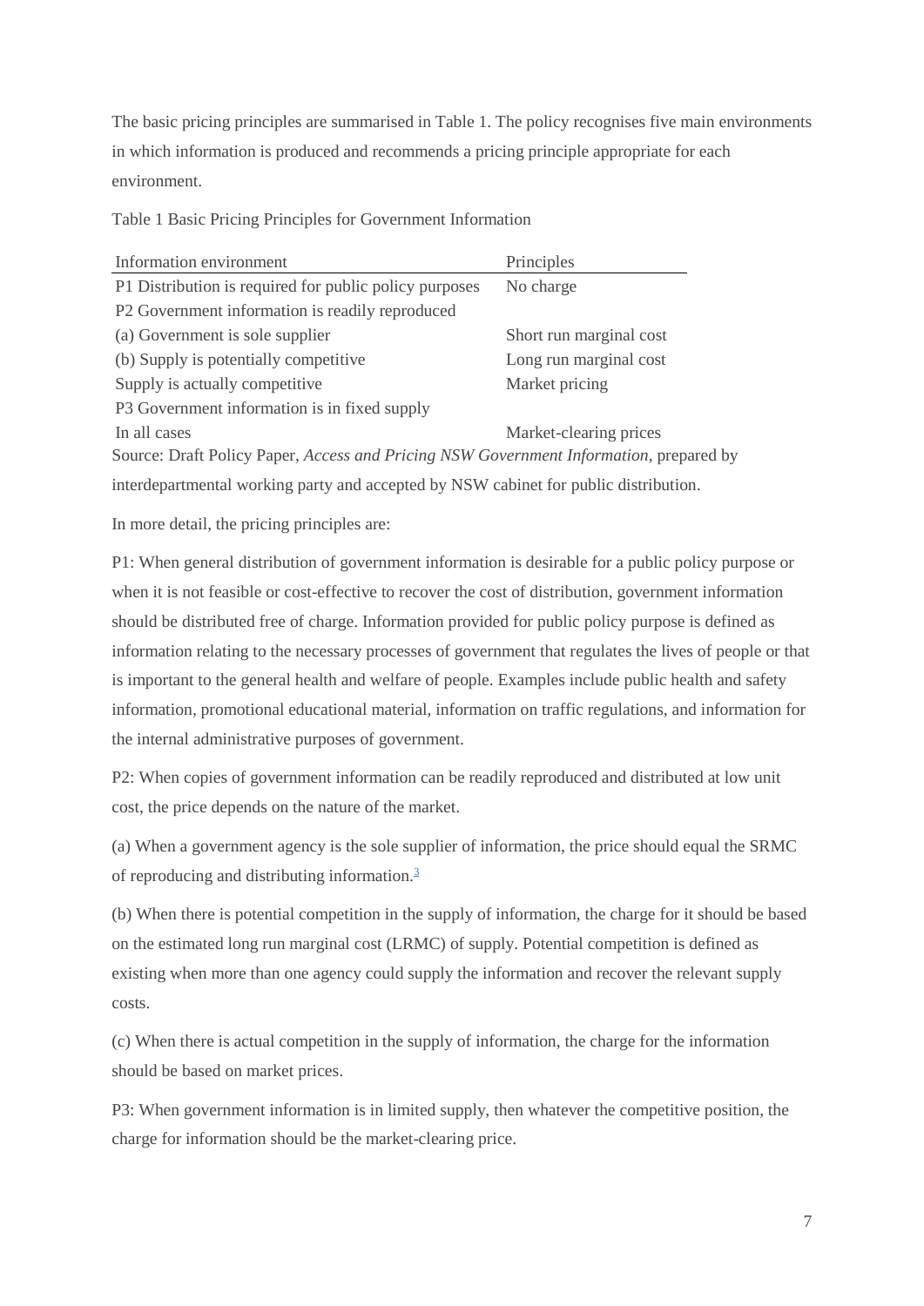The basic pricing principles are summarised in Table 1. The policy recognises five main environments in which information is produced and recommends a pricing principle appropriate for each environment.

Table 1 Basic Pricing Principles for Government Information

| Information environment | Principles |
| --- | --- |
| P1 Distribution is required for public policy purposes | No charge |
| P2 Government information is readily reproduced | |
| (a) Government is sole supplier | Short run marginal cost |
| (b) Supply is potentially competitive | Long run marginal cost |
| Supply is actually competitive | Market pricing |
| P3 Government information is in fixed supply | |
| In all cases | Market-clearing prices |

Source: Draft Policy Paper, *Access and Pricing NSW Government Information*, prepared by interdepartmental working party and accepted by NSW cabinet for public distribution.

In more detail, the pricing principles are:

P1: When general distribution of government information is desirable for a public policy purpose or when it is not feasible or cost-effective to recover the cost of distribution, government information should be distributed free of charge. Information provided for public policy purpose is defined as information relating to the necessary processes of government that regulates the lives of people or that is important to the general health and welfare of people. Examples include public health and safety information, promotional educational material, information on traffic regulations, and information for the internal administrative purposes of government.

P2: When copies of government information can be readily reproduced and distributed at low unit cost, the price depends on the nature of the market.

(a) When a government agency is the sole supplier of information, the price should equal the SRMC of reproducing and distributing information.[3]

(b) When there is potential competition in the supply of information, the charge for it should be based on the estimated long run marginal cost (LRMC) of supply. Potential competition is defined as existing when more than one agency could supply the information and recover the relevant supply costs.

(c) When there is actual competition in the supply of information, the charge for the information should be based on market prices.

P3: When government information is in limited supply, then whatever the competitive position, the charge for information should be the market-clearing price.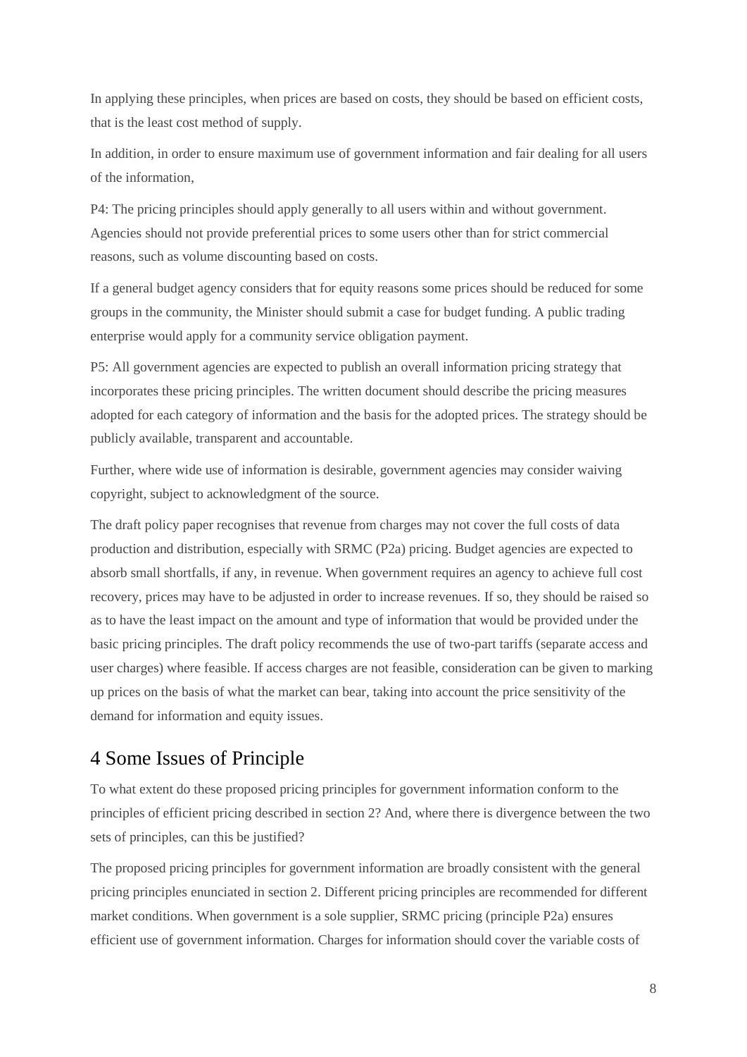In applying these principles, when prices are based on costs, they should be based on efficient costs, that is the least cost method of supply.

In addition, in order to ensure maximum use of government information and fair dealing for all users of the information,

P4: The pricing principles should apply generally to all users within and without government. Agencies should not provide preferential prices to some users other than for strict commercial reasons, such as volume discounting based on costs.

If a general budget agency considers that for equity reasons some prices should be reduced for some groups in the community, the Minister should submit a case for budget funding. A public trading enterprise would apply for a community service obligation payment.

P5: All government agencies are expected to publish an overall information pricing strategy that incorporates these pricing principles. The written document should describe the pricing measures adopted for each category of information and the basis for the adopted prices. The strategy should be publicly available, transparent and accountable.

Further, where wide use of information is desirable, government agencies may consider waiving copyright, subject to acknowledgment of the source.

The draft policy paper recognises that revenue from charges may not cover the full costs of data production and distribution, especially with SRMC (P2a) pricing. Budget agencies are expected to absorb small shortfalls, if any, in revenue. When government requires an agency to achieve full cost recovery, prices may have to be adjusted in order to increase revenues. If so, they should be raised so as to have the least impact on the amount and type of information that would be provided under the basic pricing principles. The draft policy recommends the use of two-part tariffs (separate access and user charges) where feasible. If access charges are not feasible, consideration can be given to marking up prices on the basis of what the market can bear, taking into account the price sensitivity of the demand for information and equity issues.

## 4 Some Issues of Principle

To what extent do these proposed pricing principles for government information conform to the principles of efficient pricing described in section 2? And, where there is divergence between the two sets of principles, can this be justified?

The proposed pricing principles for government information are broadly consistent with the general pricing principles enunciated in section 2. Different pricing principles are recommended for different market conditions. When government is a sole supplier, SRMC pricing (principle P2a) ensures efficient use of government information. Charges for information should cover the variable costs of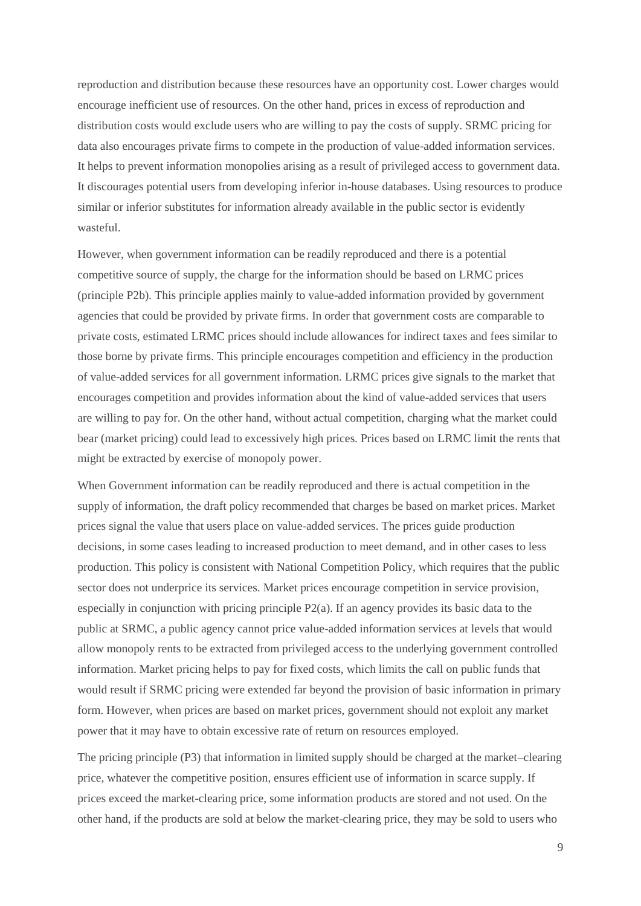reproduction and distribution because these resources have an opportunity cost. Lower charges would encourage inefficient use of resources. On the other hand, prices in excess of reproduction and distribution costs would exclude users who are willing to pay the costs of supply. SRMC pricing for data also encourages private firms to compete in the production of value-added information services. It helps to prevent information monopolies arising as a result of privileged access to government data. It discourages potential users from developing inferior in-house databases. Using resources to produce similar or inferior substitutes for information already available in the public sector is evidently wasteful.

However, when government information can be readily reproduced and there is a potential competitive source of supply, the charge for the information should be based on LRMC prices (principle P2b). This principle applies mainly to value-added information provided by government agencies that could be provided by private firms. In order that government costs are comparable to private costs, estimated LRMC prices should include allowances for indirect taxes and fees similar to those borne by private firms. This principle encourages competition and efficiency in the production of value-added services for all government information. LRMC prices give signals to the market that encourages competition and provides information about the kind of value-added services that users are willing to pay for. On the other hand, without actual competition, charging what the market could bear (market pricing) could lead to excessively high prices. Prices based on LRMC limit the rents that might be extracted by exercise of monopoly power.

When Government information can be readily reproduced and there is actual competition in the supply of information, the draft policy recommended that charges be based on market prices. Market prices signal the value that users place on value-added services. The prices guide production decisions, in some cases leading to increased production to meet demand, and in other cases to less production. This policy is consistent with National Competition Policy, which requires that the public sector does not underprice its services. Market prices encourage competition in service provision, especially in conjunction with pricing principle P2(a). If an agency provides its basic data to the public at SRMC, a public agency cannot price value-added information services at levels that would allow monopoly rents to be extracted from privileged access to the underlying government controlled information. Market pricing helps to pay for fixed costs, which limits the call on public funds that would result if SRMC pricing were extended far beyond the provision of basic information in primary form. However, when prices are based on market prices, government should not exploit any market power that it may have to obtain excessive rate of return on resources employed.

The pricing principle (P3) that information in limited supply should be charged at the market–clearing price, whatever the competitive position, ensures efficient use of information in scarce supply. If prices exceed the market-clearing price, some information products are stored and not used. On the other hand, if the products are sold at below the market-clearing price, they may be sold to users who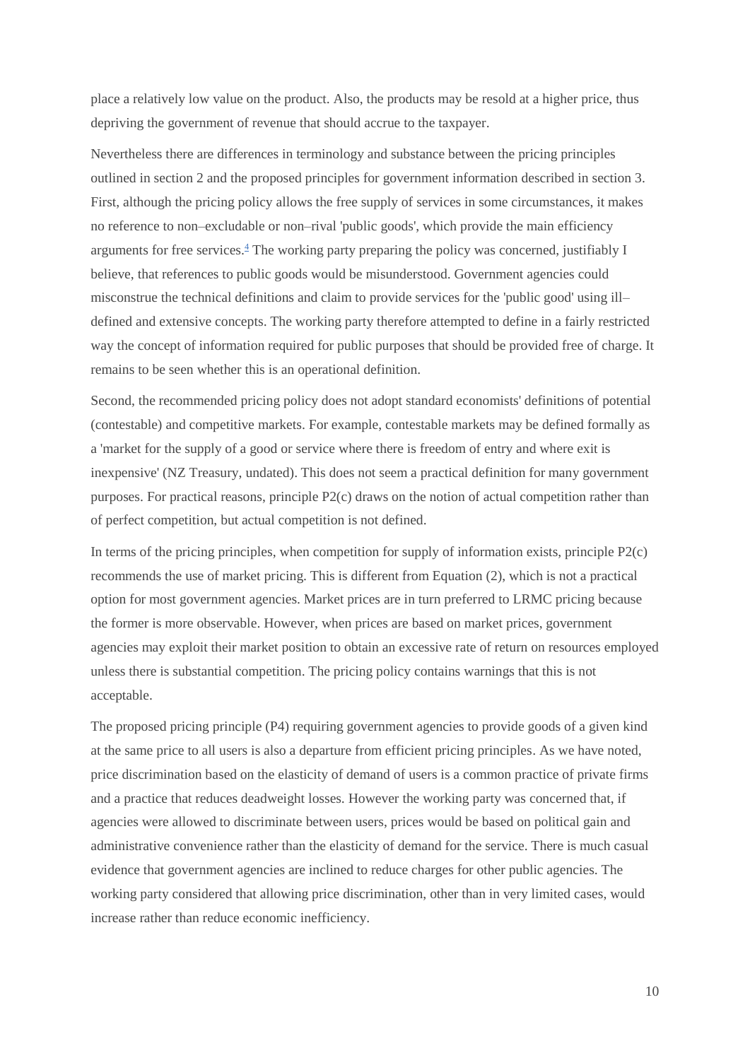place a relatively low value on the product. Also, the products may be resold at a higher price, thus depriving the government of revenue that should accrue to the taxpayer.

Nevertheless there are differences in terminology and substance between the pricing principles outlined in section 2 and the proposed principles for government information described in section 3. First, although the pricing policy allows the free supply of services in some circumstances, it makes no reference to non–excludable or non–rival 'public goods', which provide the main efficiency arguments for free services.[4] The working party preparing the policy was concerned, justifiably I believe, that references to public goods would be misunderstood. Government agencies could misconstrue the technical definitions and claim to provide services for the 'public good' using ill–defined and extensive concepts. The working party therefore attempted to define in a fairly restricted way the concept of information required for public purposes that should be provided free of charge. It remains to be seen whether this is an operational definition.

Second, the recommended pricing policy does not adopt standard economists' definitions of potential (contestable) and competitive markets. For example, contestable markets may be defined formally as a 'market for the supply of a good or service where there is freedom of entry and where exit is inexpensive' (NZ Treasury, undated). This does not seem a practical definition for many government purposes. For practical reasons, principle P2(c) draws on the notion of actual competition rather than of perfect competition, but actual competition is not defined.

In terms of the pricing principles, when competition for supply of information exists, principle P2(c) recommends the use of market pricing. This is different from Equation (2), which is not a practical option for most government agencies. Market prices are in turn preferred to LRMC pricing because the former is more observable. However, when prices are based on market prices, government agencies may exploit their market position to obtain an excessive rate of return on resources employed unless there is substantial competition. The pricing policy contains warnings that this is not acceptable.

The proposed pricing principle (P4) requiring government agencies to provide goods of a given kind at the same price to all users is also a departure from efficient pricing principles. As we have noted, price discrimination based on the elasticity of demand of users is a common practice of private firms and a practice that reduces deadweight losses. However the working party was concerned that, if agencies were allowed to discriminate between users, prices would be based on political gain and administrative convenience rather than the elasticity of demand for the service. There is much casual evidence that government agencies are inclined to reduce charges for other public agencies. The working party considered that allowing price discrimination, other than in very limited cases, would increase rather than reduce economic inefficiency.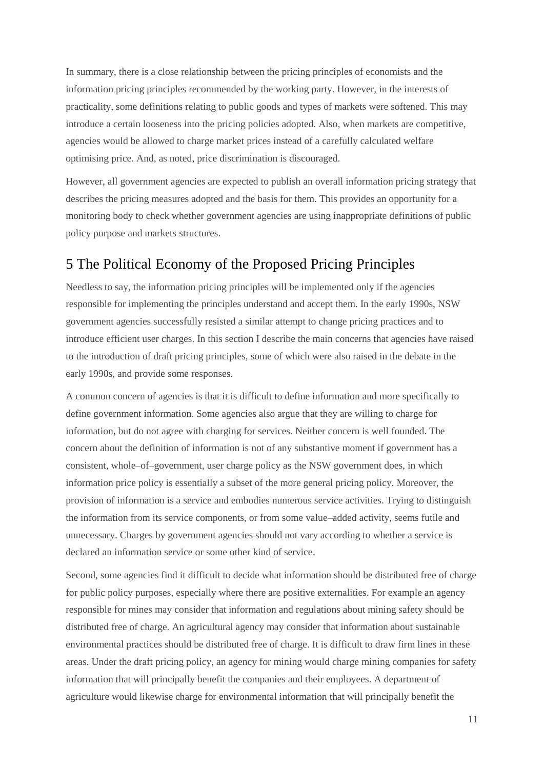In summary, there is a close relationship between the pricing principles of economists and the information pricing principles recommended by the working party. However, in the interests of practicality, some definitions relating to public goods and types of markets were softened. This may introduce a certain looseness into the pricing policies adopted. Also, when markets are competitive, agencies would be allowed to charge market prices instead of a carefully calculated welfare optimising price. And, as noted, price discrimination is discouraged.

However, all government agencies are expected to publish an overall information pricing strategy that describes the pricing measures adopted and the basis for them. This provides an opportunity for a monitoring body to check whether government agencies are using inappropriate definitions of public policy purpose and markets structures.

## 5 The Political Economy of the Proposed Pricing Principles

Needless to say, the information pricing principles will be implemented only if the agencies responsible for implementing the principles understand and accept them. In the early 1990s, NSW government agencies successfully resisted a similar attempt to change pricing practices and to introduce efficient user charges. In this section I describe the main concerns that agencies have raised to the introduction of draft pricing principles, some of which were also raised in the debate in the early 1990s, and provide some responses.

A common concern of agencies is that it is difficult to define information and more specifically to define government information. Some agencies also argue that they are willing to charge for information, but do not agree with charging for services. Neither concern is well founded. The concern about the definition of information is not of any substantive moment if government has a consistent, whole–of–government, user charge policy as the NSW government does, in which information price policy is essentially a subset of the more general pricing policy. Moreover, the provision of information is a service and embodies numerous service activities. Trying to distinguish the information from its service components, or from some value–added activity, seems futile and unnecessary. Charges by government agencies should not vary according to whether a service is declared an information service or some other kind of service.

Second, some agencies find it difficult to decide what information should be distributed free of charge for public policy purposes, especially where there are positive externalities. For example an agency responsible for mines may consider that information and regulations about mining safety should be distributed free of charge. An agricultural agency may consider that information about sustainable environmental practices should be distributed free of charge. It is difficult to draw firm lines in these areas. Under the draft pricing policy, an agency for mining would charge mining companies for safety information that will principally benefit the companies and their employees. A department of agriculture would likewise charge for environmental information that will principally benefit the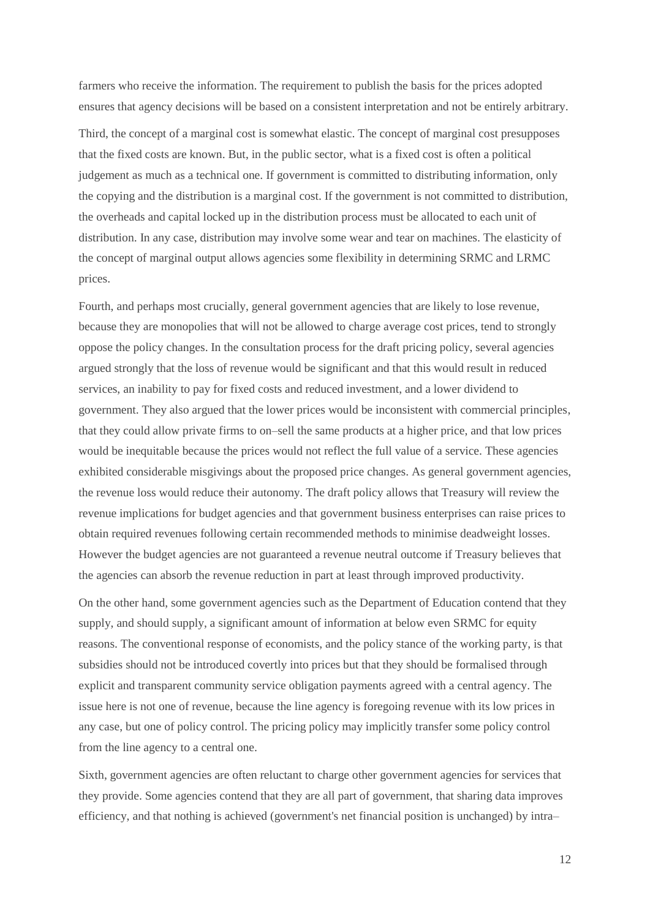farmers who receive the information. The requirement to publish the basis for the prices adopted ensures that agency decisions will be based on a consistent interpretation and not be entirely arbitrary.

Third, the concept of a marginal cost is somewhat elastic. The concept of marginal cost presupposes that the fixed costs are known. But, in the public sector, what is a fixed cost is often a political judgement as much as a technical one. If government is committed to distributing information, only the copying and the distribution is a marginal cost. If the government is not committed to distribution, the overheads and capital locked up in the distribution process must be allocated to each unit of distribution. In any case, distribution may involve some wear and tear on machines. The elasticity of the concept of marginal output allows agencies some flexibility in determining SRMC and LRMC prices.

Fourth, and perhaps most crucially, general government agencies that are likely to lose revenue, because they are monopolies that will not be allowed to charge average cost prices, tend to strongly oppose the policy changes. In the consultation process for the draft pricing policy, several agencies argued strongly that the loss of revenue would be significant and that this would result in reduced services, an inability to pay for fixed costs and reduced investment, and a lower dividend to government. They also argued that the lower prices would be inconsistent with commercial principles, that they could allow private firms to on–sell the same products at a higher price, and that low prices would be inequitable because the prices would not reflect the full value of a service. These agencies exhibited considerable misgivings about the proposed price changes. As general government agencies, the revenue loss would reduce their autonomy. The draft policy allows that Treasury will review the revenue implications for budget agencies and that government business enterprises can raise prices to obtain required revenues following certain recommended methods to minimise deadweight losses. However the budget agencies are not guaranteed a revenue neutral outcome if Treasury believes that the agencies can absorb the revenue reduction in part at least through improved productivity.

On the other hand, some government agencies such as the Department of Education contend that they supply, and should supply, a significant amount of information at below even SRMC for equity reasons. The conventional response of economists, and the policy stance of the working party, is that subsidies should not be introduced covertly into prices but that they should be formalised through explicit and transparent community service obligation payments agreed with a central agency. The issue here is not one of revenue, because the line agency is foregoing revenue with its low prices in any case, but one of policy control. The pricing policy may implicitly transfer some policy control from the line agency to a central one.

Sixth, government agencies are often reluctant to charge other government agencies for services that they provide. Some agencies contend that they are all part of government, that sharing data improves efficiency, and that nothing is achieved (government's net financial position is unchanged) by intra–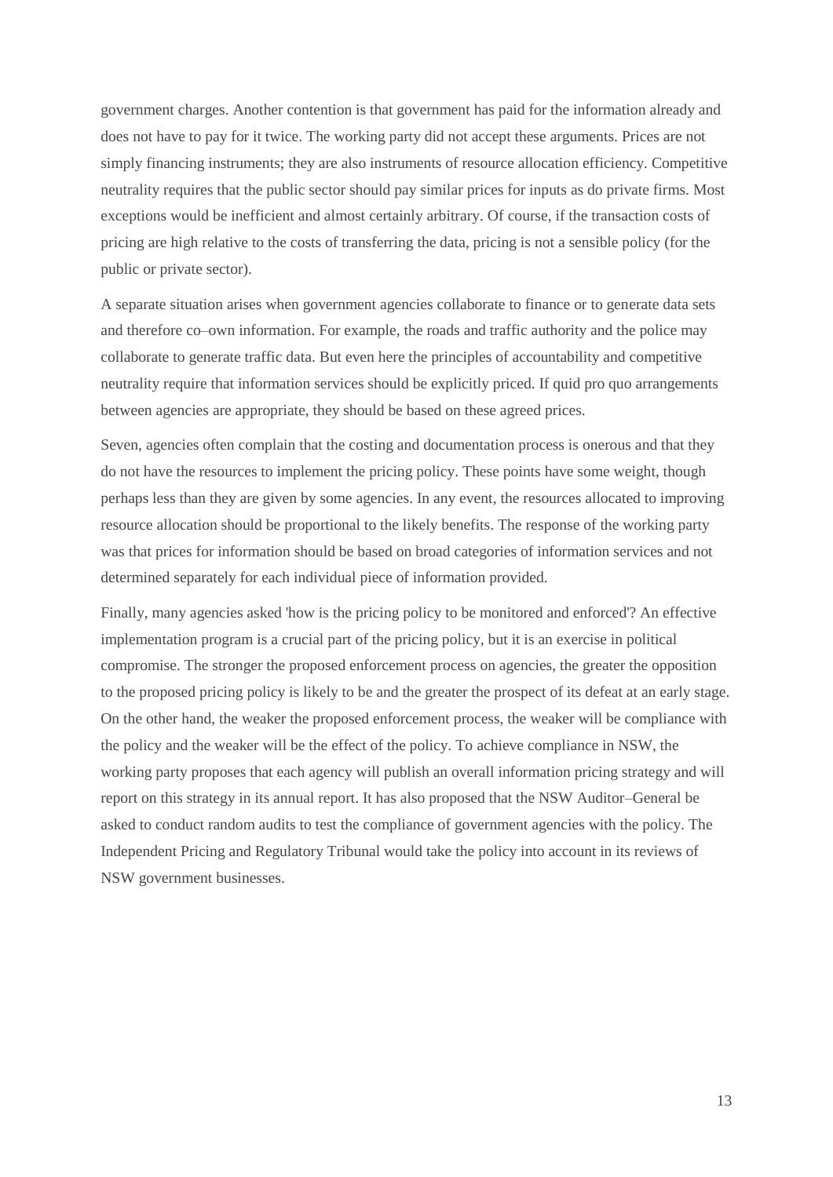government charges. Another contention is that government has paid for the information already and does not have to pay for it twice. The working party did not accept these arguments. Prices are not simply financing instruments; they are also instruments of resource allocation efficiency. Competitive neutrality requires that the public sector should pay similar prices for inputs as do private firms. Most exceptions would be inefficient and almost certainly arbitrary. Of course, if the transaction costs of pricing are high relative to the costs of transferring the data, pricing is not a sensible policy (for the public or private sector).

A separate situation arises when government agencies collaborate to finance or to generate data sets and therefore co–own information. For example, the roads and traffic authority and the police may collaborate to generate traffic data. But even here the principles of accountability and competitive neutrality require that information services should be explicitly priced. If quid pro quo arrangements between agencies are appropriate, they should be based on these agreed prices.

Seven, agencies often complain that the costing and documentation process is onerous and that they do not have the resources to implement the pricing policy. These points have some weight, though perhaps less than they are given by some agencies. In any event, the resources allocated to improving resource allocation should be proportional to the likely benefits. The response of the working party was that prices for information should be based on broad categories of information services and not determined separately for each individual piece of information provided.

Finally, many agencies asked 'how is the pricing policy to be monitored and enforced'? An effective implementation program is a crucial part of the pricing policy, but it is an exercise in political compromise. The stronger the proposed enforcement process on agencies, the greater the opposition to the proposed pricing policy is likely to be and the greater the prospect of its defeat at an early stage. On the other hand, the weaker the proposed enforcement process, the weaker will be compliance with the policy and the weaker will be the effect of the policy. To achieve compliance in NSW, the working party proposes that each agency will publish an overall information pricing strategy and will report on this strategy in its annual report. It has also proposed that the NSW Auditor–General be asked to conduct random audits to test the compliance of government agencies with the policy. The Independent Pricing and Regulatory Tribunal would take the policy into account in its reviews of NSW government businesses.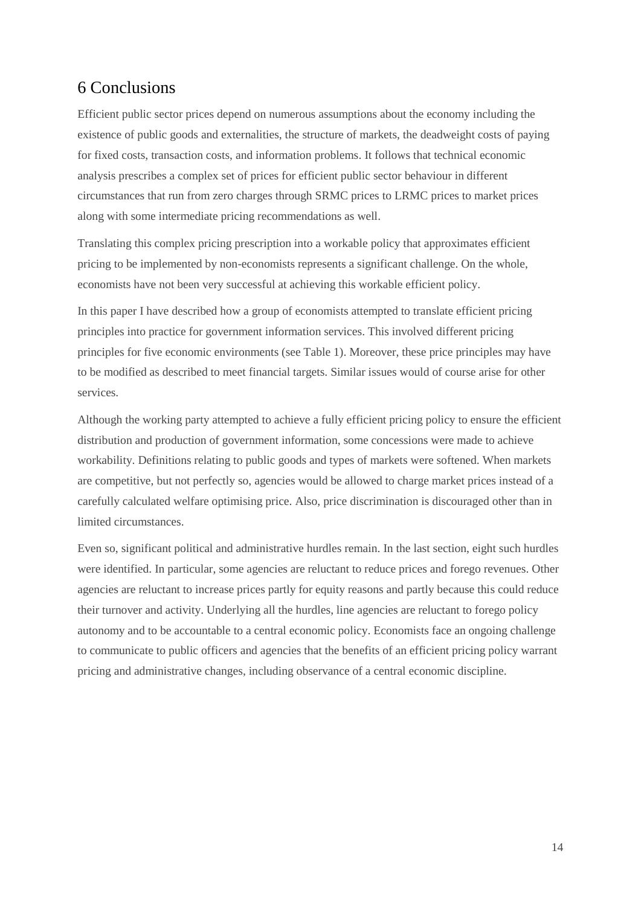## 6 Conclusions

Efficient public sector prices depend on numerous assumptions about the economy including the existence of public goods and externalities, the structure of markets, the deadweight costs of paying for fixed costs, transaction costs, and information problems. It follows that technical economic analysis prescribes a complex set of prices for efficient public sector behaviour in different circumstances that run from zero charges through SRMC prices to LRMC prices to market prices along with some intermediate pricing recommendations as well.

Translating this complex pricing prescription into a workable policy that approximates efficient pricing to be implemented by non-economists represents a significant challenge. On the whole, economists have not been very successful at achieving this workable efficient policy.

In this paper I have described how a group of economists attempted to translate efficient pricing principles into practice for government information services. This involved different pricing principles for five economic environments (see Table 1). Moreover, these price principles may have to be modified as described to meet financial targets. Similar issues would of course arise for other services.

Although the working party attempted to achieve a fully efficient pricing policy to ensure the efficient distribution and production of government information, some concessions were made to achieve workability. Definitions relating to public goods and types of markets were softened. When markets are competitive, but not perfectly so, agencies would be allowed to charge market prices instead of a carefully calculated welfare optimising price. Also, price discrimination is discouraged other than in limited circumstances.

Even so, significant political and administrative hurdles remain. In the last section, eight such hurdles were identified. In particular, some agencies are reluctant to reduce prices and forego revenues. Other agencies are reluctant to increase prices partly for equity reasons and partly because this could reduce their turnover and activity. Underlying all the hurdles, line agencies are reluctant to forego policy autonomy and to be accountable to a central economic policy. Economists face an ongoing challenge to communicate to public officers and agencies that the benefits of an efficient pricing policy warrant pricing and administrative changes, including observance of a central economic discipline.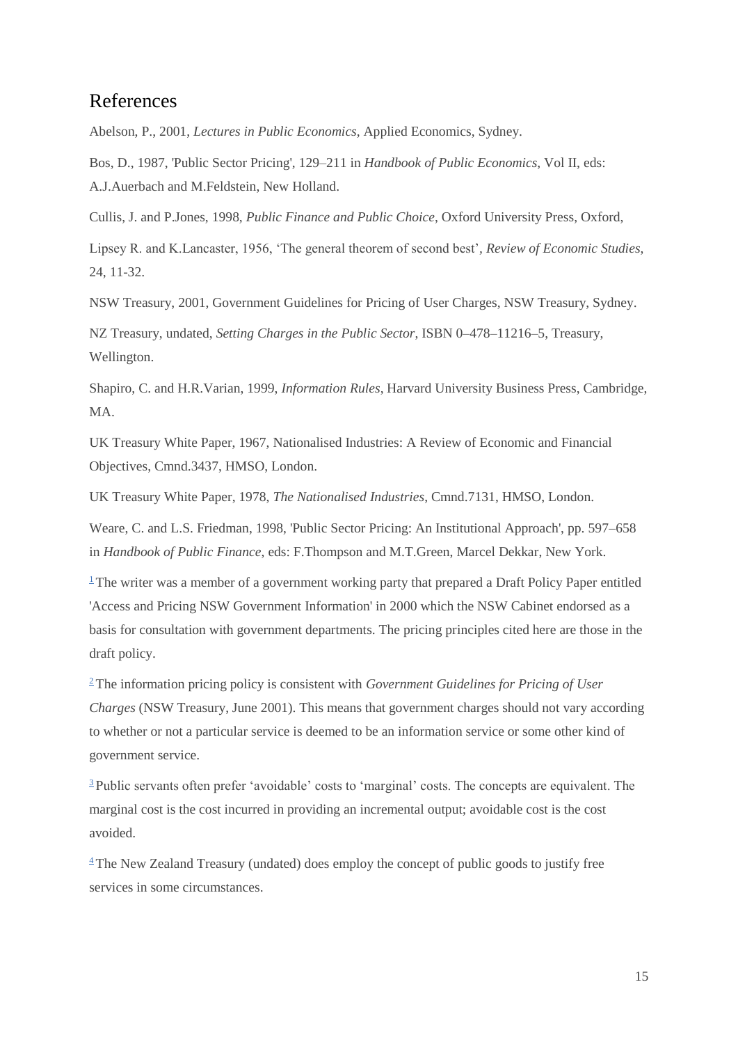## References

Abelson, P., 2001, *Lectures in Public Economics*, Applied Economics, Sydney.

Bos, D., 1987, 'Public Sector Pricing', 129–211 in *Handbook of Public Economics*, Vol II, eds: A.J.Auerbach and M.Feldstein, New Holland.

Cullis, J. and P.Jones, 1998, *Public Finance and Public Choice*, Oxford University Press, Oxford,

Lipsey R. and K.Lancaster, 1956, 'The general theorem of second best', *Review of Economic Studies*, 24, 11-32.

NSW Treasury, 2001, Government Guidelines for Pricing of User Charges, NSW Treasury, Sydney.

NZ Treasury, undated, *Setting Charges in the Public Sector*, ISBN 0–478–11216–5, Treasury, Wellington.

Shapiro, C. and H.R.Varian, 1999, *Information Rules*, Harvard University Business Press, Cambridge, MA.

UK Treasury White Paper, 1967, Nationalised Industries: A Review of Economic and Financial Objectives, Cmnd.3437, HMSO, London.

UK Treasury White Paper, 1978, *The Nationalised Industries*, Cmnd.7131, HMSO, London.

Weare, C. and L.S. Friedman, 1998, 'Public Sector Pricing: An Institutional Approach', pp. 597–658 in *Handbook of Public Finance*, eds: F.Thompson and M.T.Green, Marcel Dekkar, New York.

[1] The writer was a member of a government working party that prepared a Draft Policy Paper entitled 'Access and Pricing NSW Government Information' in 2000 which the NSW Cabinet endorsed as a basis for consultation with government departments. The pricing principles cited here are those in the draft policy.

[2] The information pricing policy is consistent with *Government Guidelines for Pricing of User Charges* (NSW Treasury, June 2001). This means that government charges should not vary according to whether or not a particular service is deemed to be an information service or some other kind of government service.

[3] Public servants often prefer 'avoidable' costs to 'marginal' costs. The concepts are equivalent. The marginal cost is the cost incurred in providing an incremental output; avoidable cost is the cost avoided.

[4] The New Zealand Treasury (undated) does employ the concept of public goods to justify free services in some circumstances.